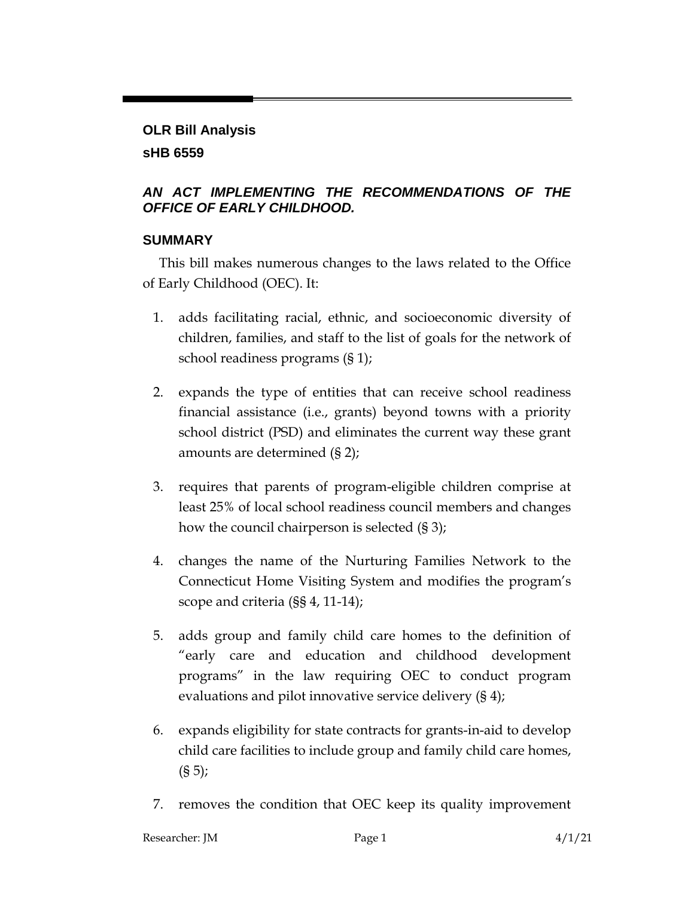**OLR Bill Analysis**

**sHB 6559**

***AN ACT IMPLEMENTING THE RECOMMENDATIONS OF THE OFFICE OF EARLY CHILDHOOD.***

## SUMMARY

This bill makes numerous changes to the laws related to the Office of Early Childhood (OEC). It:

1. adds facilitating racial, ethnic, and socioeconomic diversity of children, families, and staff to the list of goals for the network of school readiness programs (§ 1);
2. expands the type of entities that can receive school readiness financial assistance (i.e., grants) beyond towns with a priority school district (PSD) and eliminates the current way these grant amounts are determined (§ 2);
3. requires that parents of program-eligible children comprise at least 25% of local school readiness council members and changes how the council chairperson is selected (§ 3);
4. changes the name of the Nurturing Families Network to the Connecticut Home Visiting System and modifies the program's scope and criteria (§§ 4, 11-14);
5. adds group and family child care homes to the definition of "early care and education and childhood development programs" in the law requiring OEC to conduct program evaluations and pilot innovative service delivery (§ 4);
6. expands eligibility for state contracts for grants-in-aid to develop child care facilities to include group and family child care homes, (§ 5);
7. removes the condition that OEC keep its quality improvement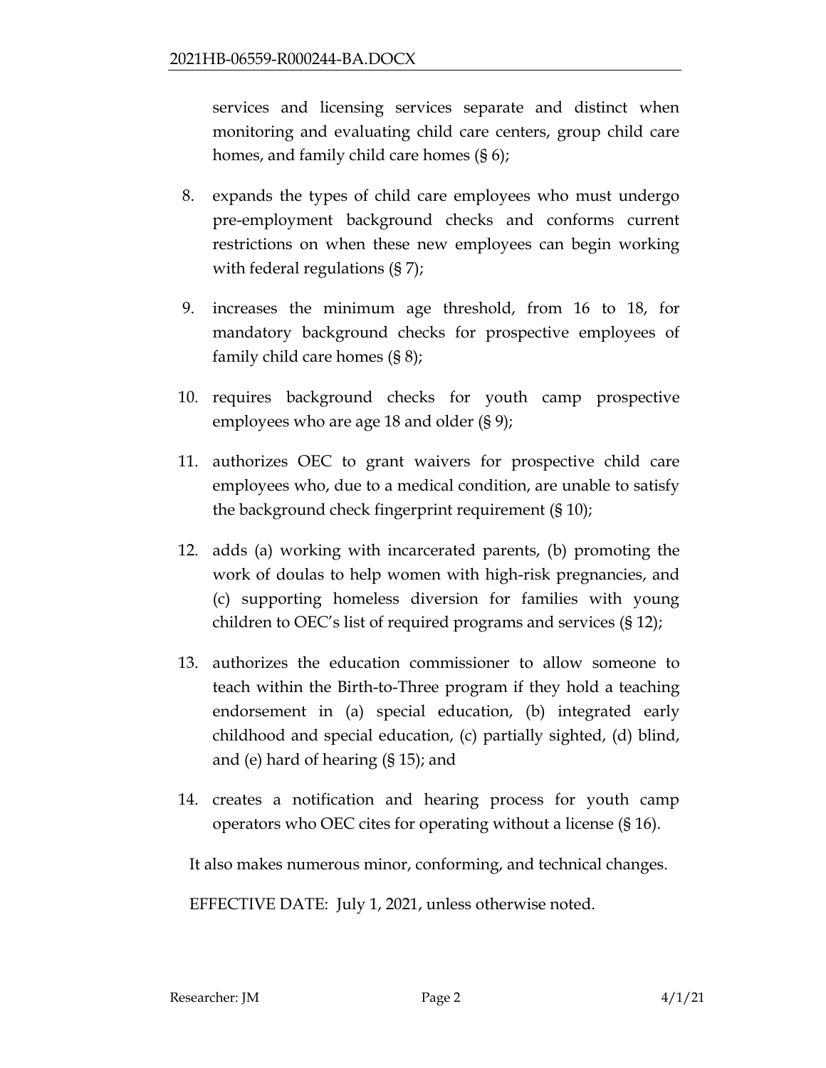services and licensing services separate and distinct when monitoring and evaluating child care centers, group child care homes, and family child care homes (§ 6);

8. expands the types of child care employees who must undergo pre-employment background checks and conforms current restrictions on when these new employees can begin working with federal regulations (§ 7);
9. increases the minimum age threshold, from 16 to 18, for mandatory background checks for prospective employees of family child care homes (§ 8);
10. requires background checks for youth camp prospective employees who are age 18 and older (§ 9);
11. authorizes OEC to grant waivers for prospective child care employees who, due to a medical condition, are unable to satisfy the background check fingerprint requirement (§ 10);
12. adds (a) working with incarcerated parents, (b) promoting the work of doulas to help women with high-risk pregnancies, and (c) supporting homeless diversion for families with young children to OEC's list of required programs and services (§ 12);
13. authorizes the education commissioner to allow someone to teach within the Birth-to-Three program if they hold a teaching endorsement in (a) special education, (b) integrated early childhood and special education, (c) partially sighted, (d) blind, and (e) hard of hearing (§ 15); and
14. creates a notification and hearing process for youth camp operators who OEC cites for operating without a license (§ 16).

It also makes numerous minor, conforming, and technical changes.

EFFECTIVE DATE: July 1, 2021, unless otherwise noted.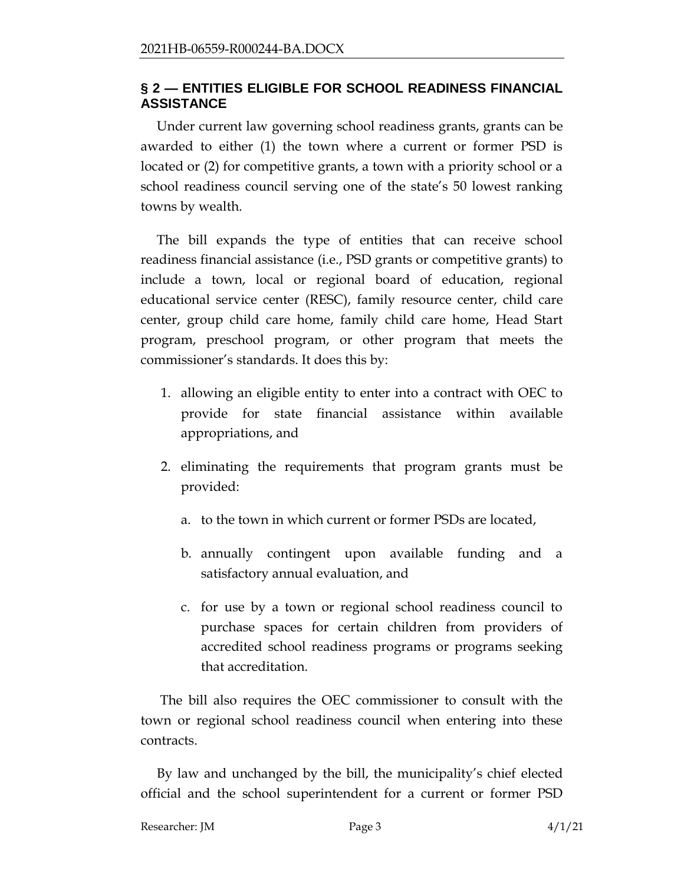## § 2 — ENTITIES ELIGIBLE FOR SCHOOL READINESS FINANCIAL ASSISTANCE

Under current law governing school readiness grants, grants can be awarded to either (1) the town where a current or former PSD is located or (2) for competitive grants, a town with a priority school or a school readiness council serving one of the state's 50 lowest ranking towns by wealth.

The bill expands the type of entities that can receive school readiness financial assistance (i.e., PSD grants or competitive grants) to include a town, local or regional board of education, regional educational service center (RESC), family resource center, child care center, group child care home, family child care home, Head Start program, preschool program, or other program that meets the commissioner's standards. It does this by:

1. allowing an eligible entity to enter into a contract with OEC to provide for state financial assistance within available appropriations, and
2. eliminating the requirements that program grants must be provided:
   a. to the town in which current or former PSDs are located,
   b. annually contingent upon available funding and a satisfactory annual evaluation, and
   c. for use by a town or regional school readiness council to purchase spaces for certain children from providers of accredited school readiness programs or programs seeking that accreditation.

The bill also requires the OEC commissioner to consult with the town or regional school readiness council when entering into these contracts.

By law and unchanged by the bill, the municipality's chief elected official and the school superintendent for a current or former PSD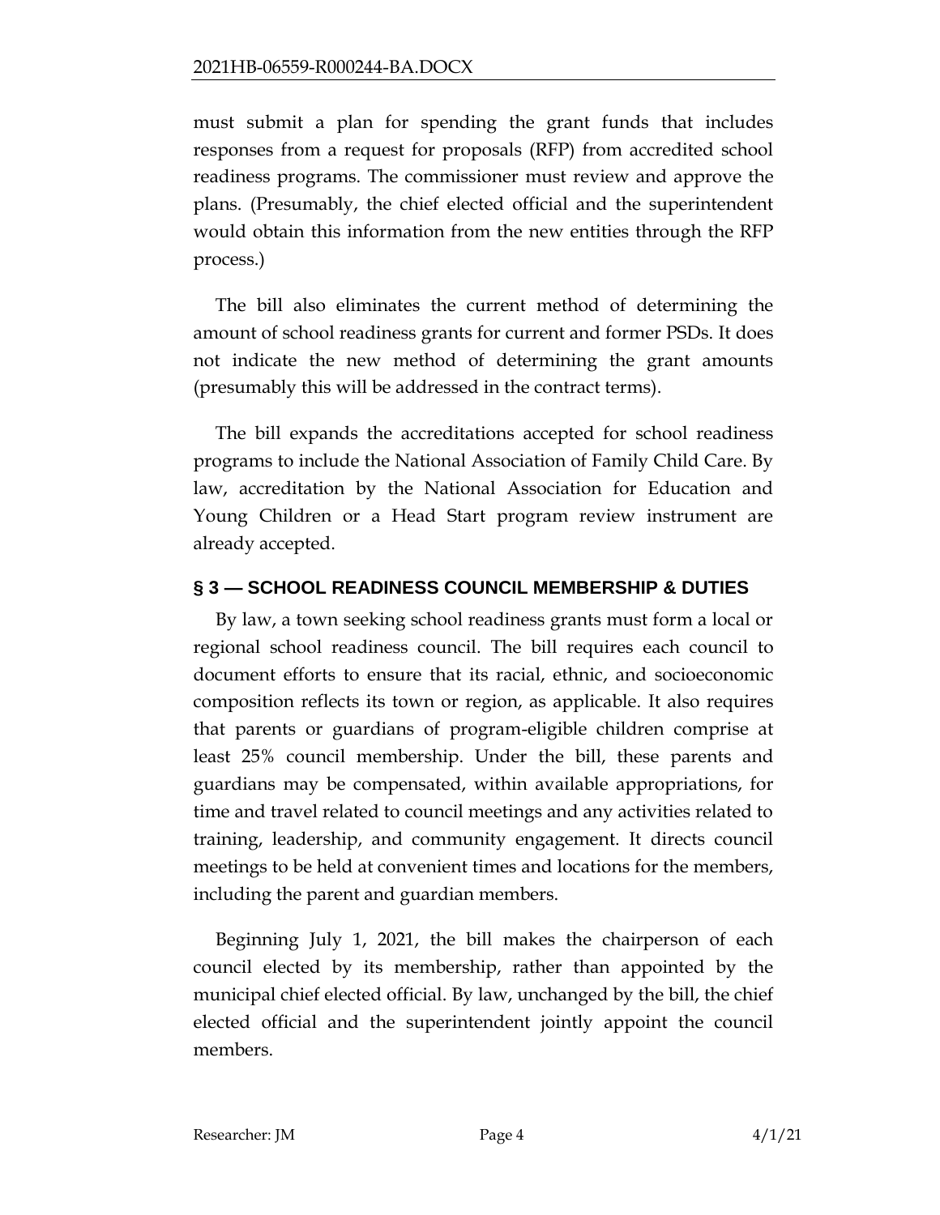must submit a plan for spending the grant funds that includes responses from a request for proposals (RFP) from accredited school readiness programs. The commissioner must review and approve the plans. (Presumably, the chief elected official and the superintendent would obtain this information from the new entities through the RFP process.)

The bill also eliminates the current method of determining the amount of school readiness grants for current and former PSDs. It does not indicate the new method of determining the grant amounts (presumably this will be addressed in the contract terms).

The bill expands the accreditations accepted for school readiness programs to include the National Association of Family Child Care. By law, accreditation by the National Association for Education and Young Children or a Head Start program review instrument are already accepted.

## § 3 — SCHOOL READINESS COUNCIL MEMBERSHIP & DUTIES

By law, a town seeking school readiness grants must form a local or regional school readiness council. The bill requires each council to document efforts to ensure that its racial, ethnic, and socioeconomic composition reflects its town or region, as applicable. It also requires that parents or guardians of program-eligible children comprise at least 25% council membership. Under the bill, these parents and guardians may be compensated, within available appropriations, for time and travel related to council meetings and any activities related to training, leadership, and community engagement. It directs council meetings to be held at convenient times and locations for the members, including the parent and guardian members.

Beginning July 1, 2021, the bill makes the chairperson of each council elected by its membership, rather than appointed by the municipal chief elected official. By law, unchanged by the bill, the chief elected official and the superintendent jointly appoint the council members.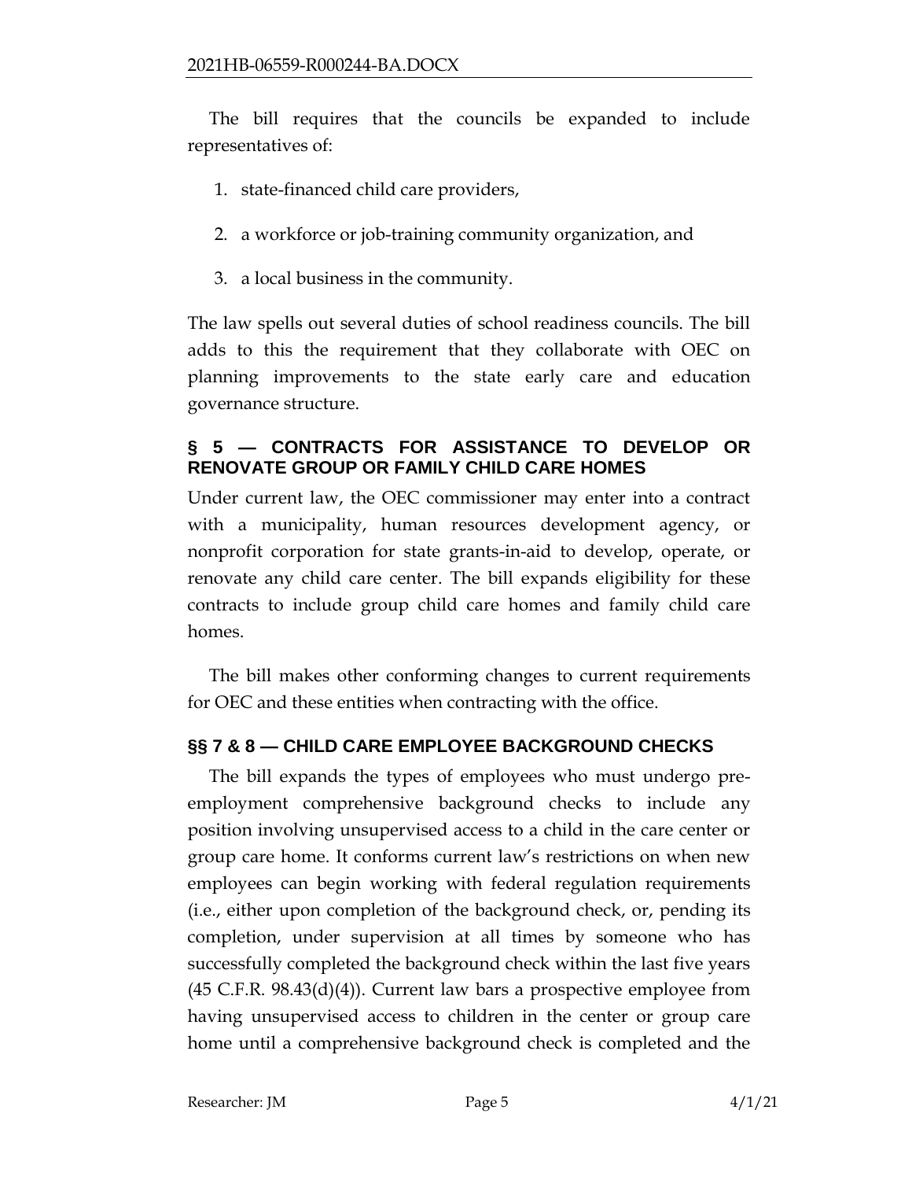The bill requires that the councils be expanded to include representatives of:

1. state-financed child care providers,
2. a workforce or job-training community organization, and
3. a local business in the community.

The law spells out several duties of school readiness councils. The bill adds to this the requirement that they collaborate with OEC on planning improvements to the state early care and education governance structure.

## § 5 — CONTRACTS FOR ASSISTANCE TO DEVELOP OR RENOVATE GROUP OR FAMILY CHILD CARE HOMES

Under current law, the OEC commissioner may enter into a contract with a municipality, human resources development agency, or nonprofit corporation for state grants-in-aid to develop, operate, or renovate any child care center. The bill expands eligibility for these contracts to include group child care homes and family child care homes.

The bill makes other conforming changes to current requirements for OEC and these entities when contracting with the office.

## §§ 7 & 8 — CHILD CARE EMPLOYEE BACKGROUND CHECKS

The bill expands the types of employees who must undergo pre-employment comprehensive background checks to include any position involving unsupervised access to a child in the care center or group care home. It conforms current law's restrictions on when new employees can begin working with federal regulation requirements (i.e., either upon completion of the background check, or, pending its completion, under supervision at all times by someone who has successfully completed the background check within the last five years (45 C.F.R. 98.43(d)(4)). Current law bars a prospective employee from having unsupervised access to children in the center or group care home until a comprehensive background check is completed and the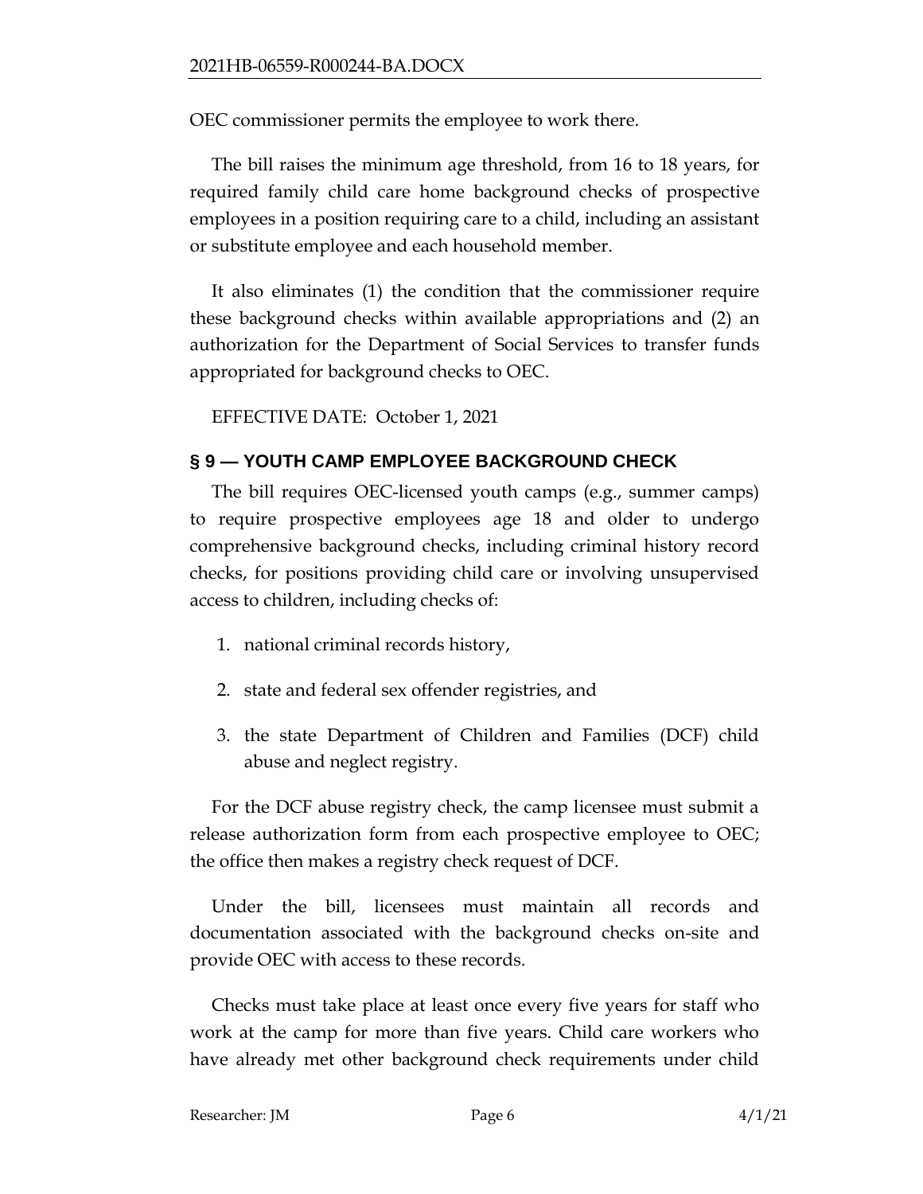OEC commissioner permits the employee to work there.

The bill raises the minimum age threshold, from 16 to 18 years, for required family child care home background checks of prospective employees in a position requiring care to a child, including an assistant or substitute employee and each household member.

It also eliminates (1) the condition that the commissioner require these background checks within available appropriations and (2) an authorization for the Department of Social Services to transfer funds appropriated for background checks to OEC.

EFFECTIVE DATE: October 1, 2021

## § 9 — YOUTH CAMP EMPLOYEE BACKGROUND CHECK

The bill requires OEC-licensed youth camps (e.g., summer camps) to require prospective employees age 18 and older to undergo comprehensive background checks, including criminal history record checks, for positions providing child care or involving unsupervised access to children, including checks of:

1. national criminal records history,
2. state and federal sex offender registries, and
3. the state Department of Children and Families (DCF) child abuse and neglect registry.

For the DCF abuse registry check, the camp licensee must submit a release authorization form from each prospective employee to OEC; the office then makes a registry check request of DCF.

Under the bill, licensees must maintain all records and documentation associated with the background checks on-site and provide OEC with access to these records.

Checks must take place at least once every five years for staff who work at the camp for more than five years. Child care workers who have already met other background check requirements under child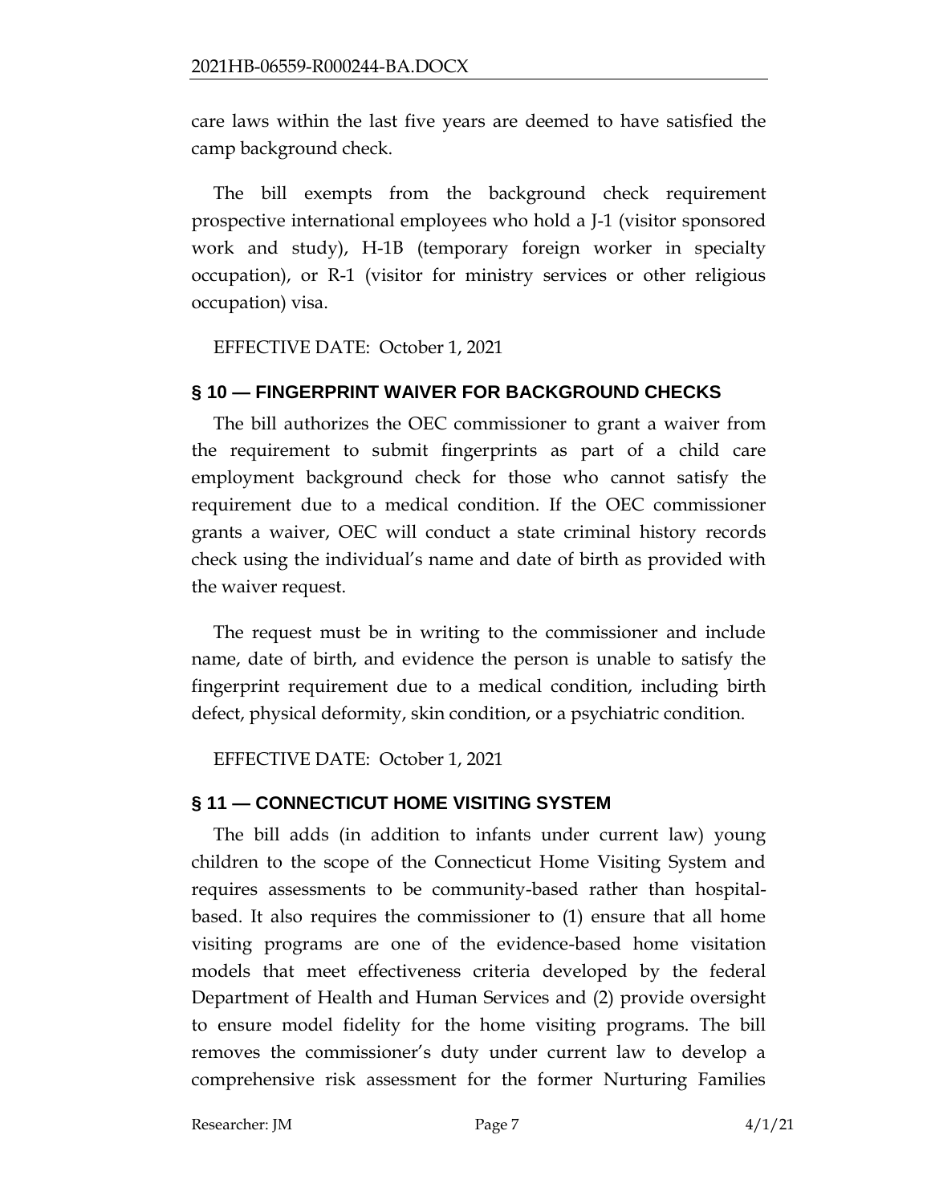care laws within the last five years are deemed to have satisfied the camp background check.

The bill exempts from the background check requirement prospective international employees who hold a J-1 (visitor sponsored work and study), H-1B (temporary foreign worker in specialty occupation), or R-1 (visitor for ministry services or other religious occupation) visa.

EFFECTIVE DATE: October 1, 2021

## § 10 — FINGERPRINT WAIVER FOR BACKGROUND CHECKS

The bill authorizes the OEC commissioner to grant a waiver from the requirement to submit fingerprints as part of a child care employment background check for those who cannot satisfy the requirement due to a medical condition. If the OEC commissioner grants a waiver, OEC will conduct a state criminal history records check using the individual's name and date of birth as provided with the waiver request.

The request must be in writing to the commissioner and include name, date of birth, and evidence the person is unable to satisfy the fingerprint requirement due to a medical condition, including birth defect, physical deformity, skin condition, or a psychiatric condition.

EFFECTIVE DATE: October 1, 2021

## § 11 — CONNECTICUT HOME VISITING SYSTEM

The bill adds (in addition to infants under current law) young children to the scope of the Connecticut Home Visiting System and requires assessments to be community-based rather than hospital-based. It also requires the commissioner to (1) ensure that all home visiting programs are one of the evidence-based home visitation models that meet effectiveness criteria developed by the federal Department of Health and Human Services and (2) provide oversight to ensure model fidelity for the home visiting programs. The bill removes the commissioner's duty under current law to develop a comprehensive risk assessment for the former Nurturing Families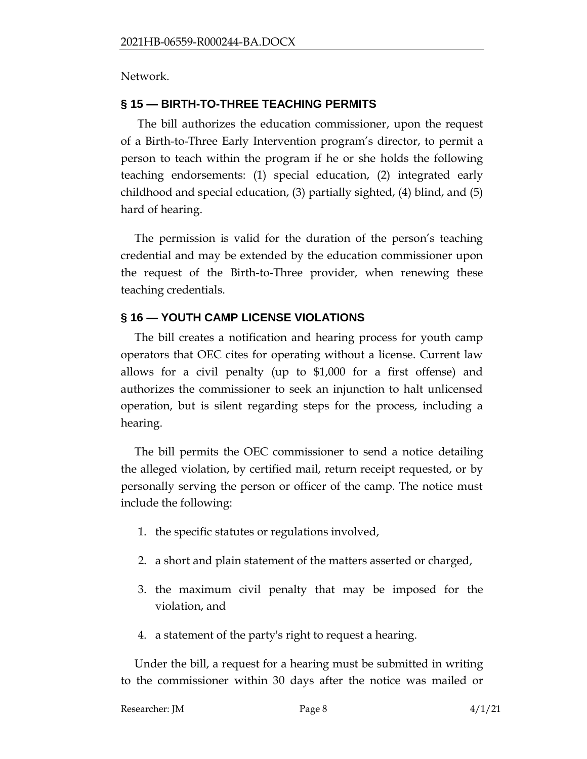Network.

## § 15 — BIRTH-TO-THREE TEACHING PERMITS

The bill authorizes the education commissioner, upon the request of a Birth-to-Three Early Intervention program's director, to permit a person to teach within the program if he or she holds the following teaching endorsements: (1) special education, (2) integrated early childhood and special education, (3) partially sighted, (4) blind, and (5) hard of hearing.

The permission is valid for the duration of the person's teaching credential and may be extended by the education commissioner upon the request of the Birth-to-Three provider, when renewing these teaching credentials.

## § 16 — YOUTH CAMP LICENSE VIOLATIONS

The bill creates a notification and hearing process for youth camp operators that OEC cites for operating without a license. Current law allows for a civil penalty (up to $1,000 for a first offense) and authorizes the commissioner to seek an injunction to halt unlicensed operation, but is silent regarding steps for the process, including a hearing.

The bill permits the OEC commissioner to send a notice detailing the alleged violation, by certified mail, return receipt requested, or by personally serving the person or officer of the camp. The notice must include the following:

1. the specific statutes or regulations involved,
2. a short and plain statement of the matters asserted or charged,
3. the maximum civil penalty that may be imposed for the violation, and
4. a statement of the party's right to request a hearing.

Under the bill, a request for a hearing must be submitted in writing to the commissioner within 30 days after the notice was mailed or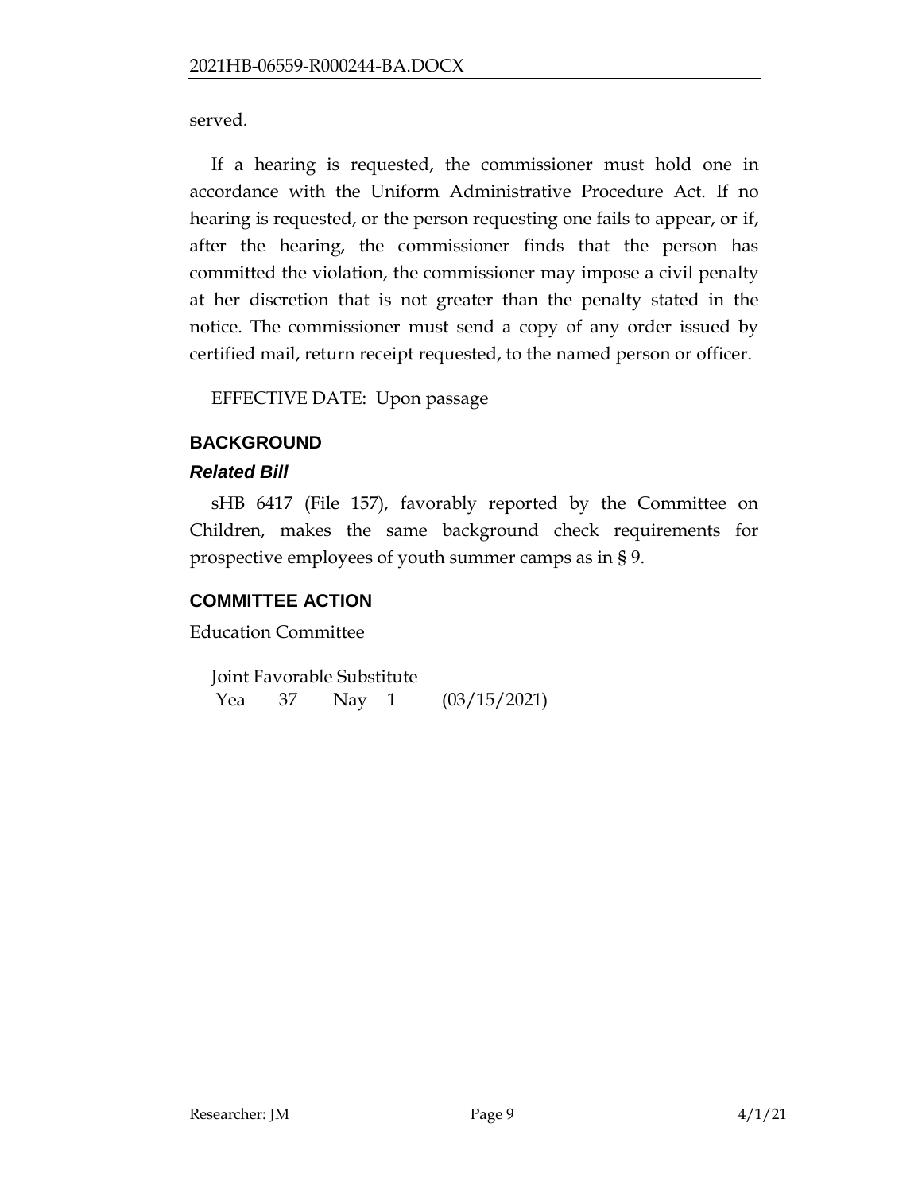served.

If a hearing is requested, the commissioner must hold one in accordance with the Uniform Administrative Procedure Act. If no hearing is requested, or the person requesting one fails to appear, or if, after the hearing, the commissioner finds that the person has committed the violation, the commissioner may impose a civil penalty at her discretion that is not greater than the penalty stated in the notice. The commissioner must send a copy of any order issued by certified mail, return receipt requested, to the named person or officer.

EFFECTIVE DATE: Upon passage

## BACKGROUND

### *Related Bill*

sHB 6417 (File 157), favorably reported by the Committee on Children, makes the same background check requirements for prospective employees of youth summer camps as in § 9.

## COMMITTEE ACTION

Education Committee

Joint Favorable Substitute

| | | | | |
|---|---|---|---|---|
| Yea | 37 | Nay | 1 | (03/15/2021) |